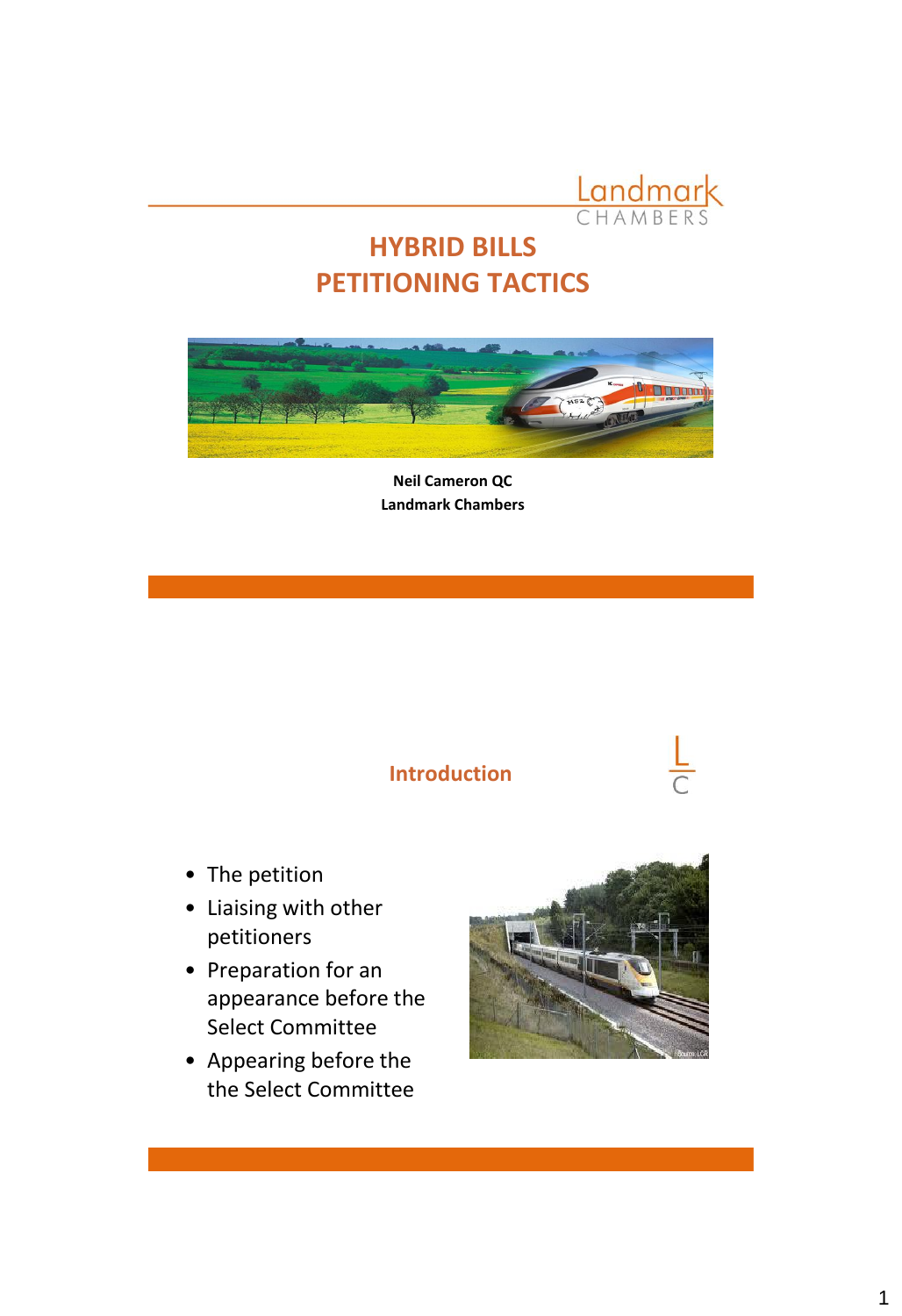# HYBRID BILLS
# PETITIONING TACTICS

**Neil Cameron QC**
**Landmark Chambers**

## Introduction

- The petition
- Liaising with other petitioners
- Preparation for an appearance before the Select Committee
- Appearing before the the Select Committee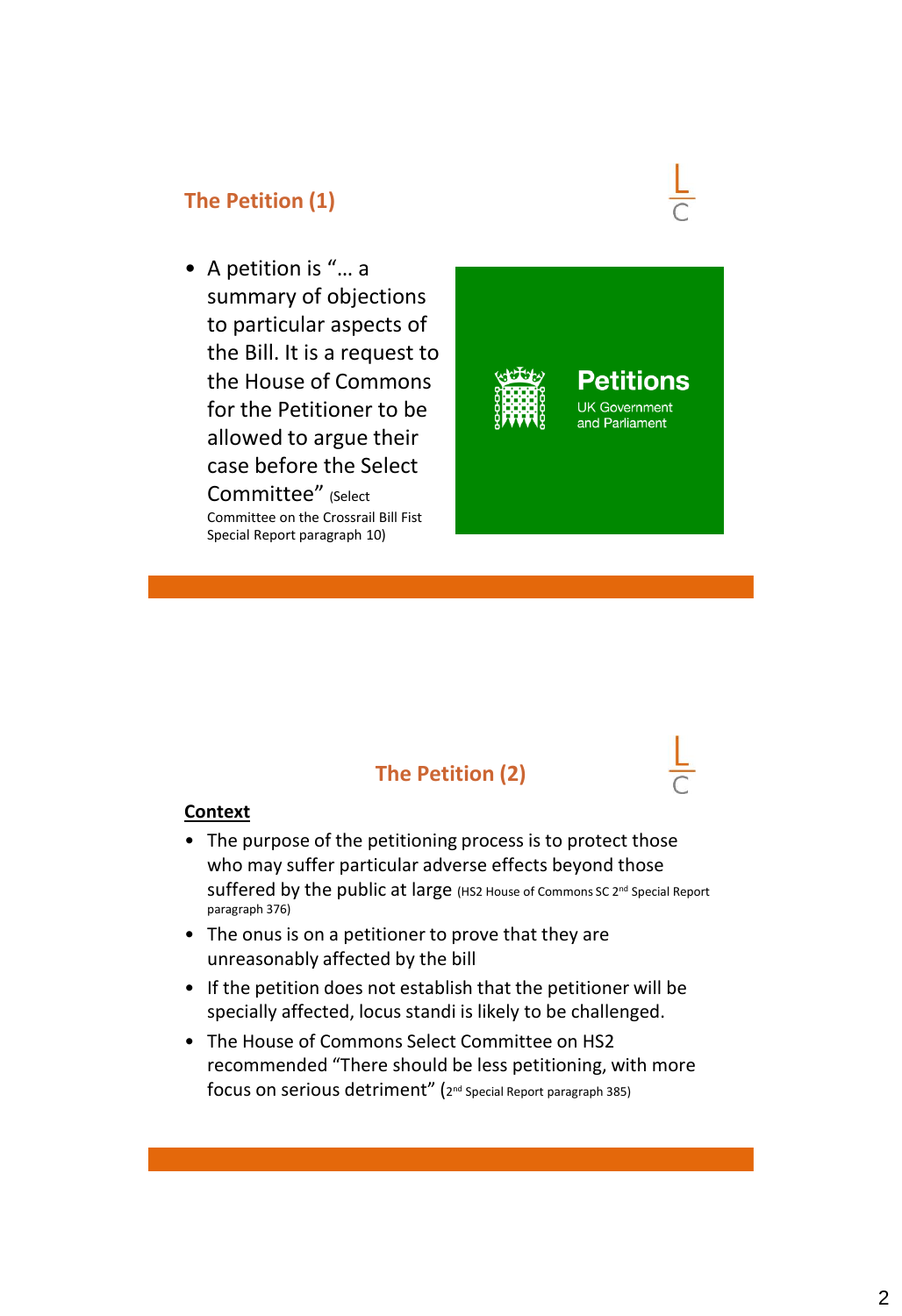## The Petition (1)

- A petition is "… a summary of objections to particular aspects of the Bill. It is a request to the House of Commons for the Petitioner to be allowed to argue their case before the Select Committee" (Select Committee on the Crossrail Bill Fist Special Report paragraph 10)

Petitions
UK Government and Parliament

## The Petition (2)

**Context**

- The purpose of the petitioning process is to protect those who may suffer particular adverse effects beyond those suffered by the public at large (HS2 House of Commons SC 2nd Special Report paragraph 376)
- The onus is on a petitioner to prove that they are unreasonably affected by the bill
- If the petition does not establish that the petitioner will be specially affected, locus standi is likely to be challenged.
- The House of Commons Select Committee on HS2 recommended "There should be less petitioning, with more focus on serious detriment" (2nd Special Report paragraph 385)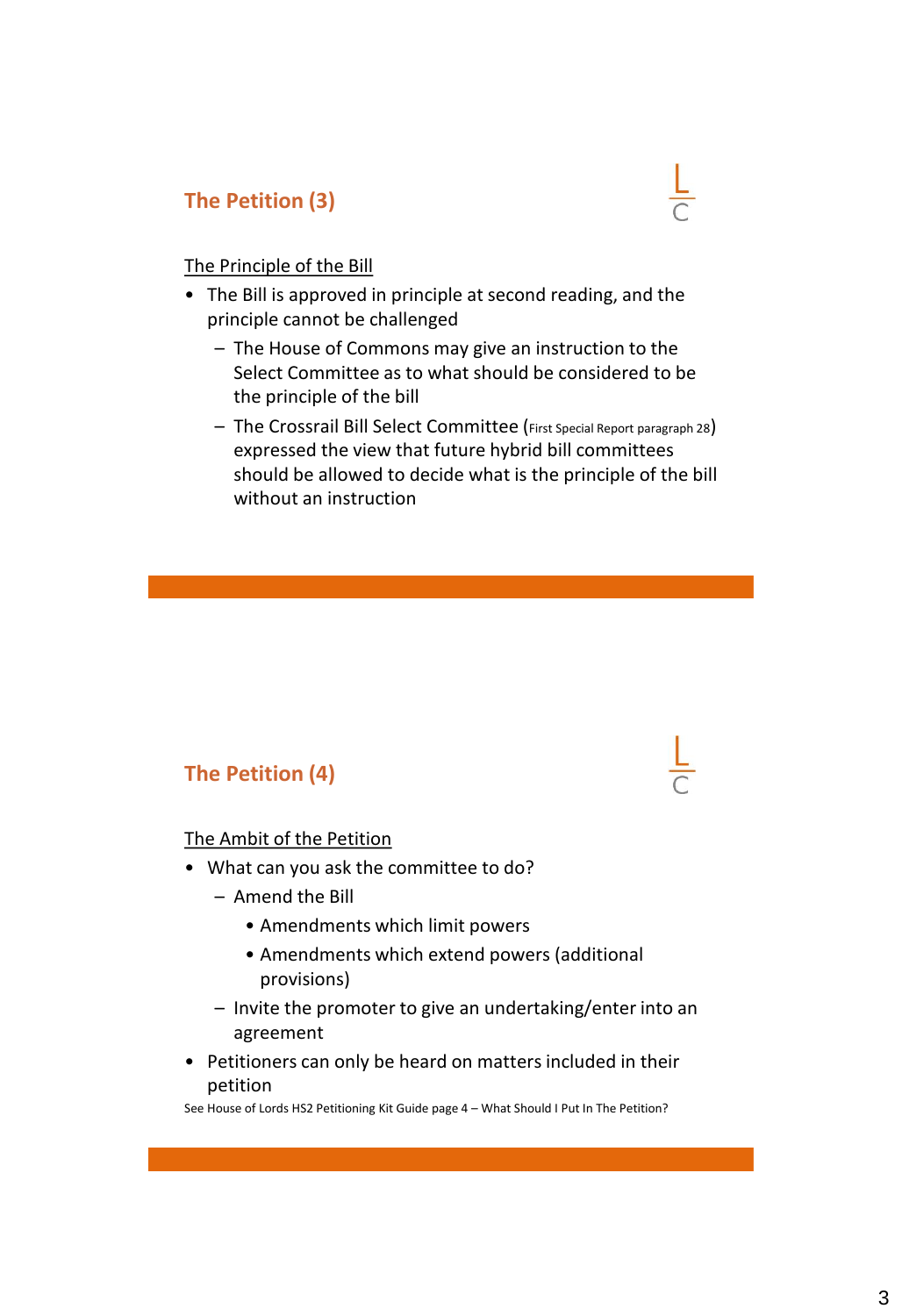## The Petition (3)

The Principle of the Bill

- The Bill is approved in principle at second reading, and the principle cannot be challenged
  - The House of Commons may give an instruction to the Select Committee as to what should be considered to be the principle of the bill
  - The Crossrail Bill Select Committee (First Special Report paragraph 28) expressed the view that future hybrid bill committees should be allowed to decide what is the principle of the bill without an instruction

## The Petition (4)

The Ambit of the Petition

- What can you ask the committee to do?
  - Amend the Bill
    - Amendments which limit powers
    - Amendments which extend powers (additional provisions)
  - Invite the promoter to give an undertaking/enter into an agreement
- Petitioners can only be heard on matters included in their petition

See House of Lords HS2 Petitioning Kit Guide page 4 – What Should I Put In The Petition?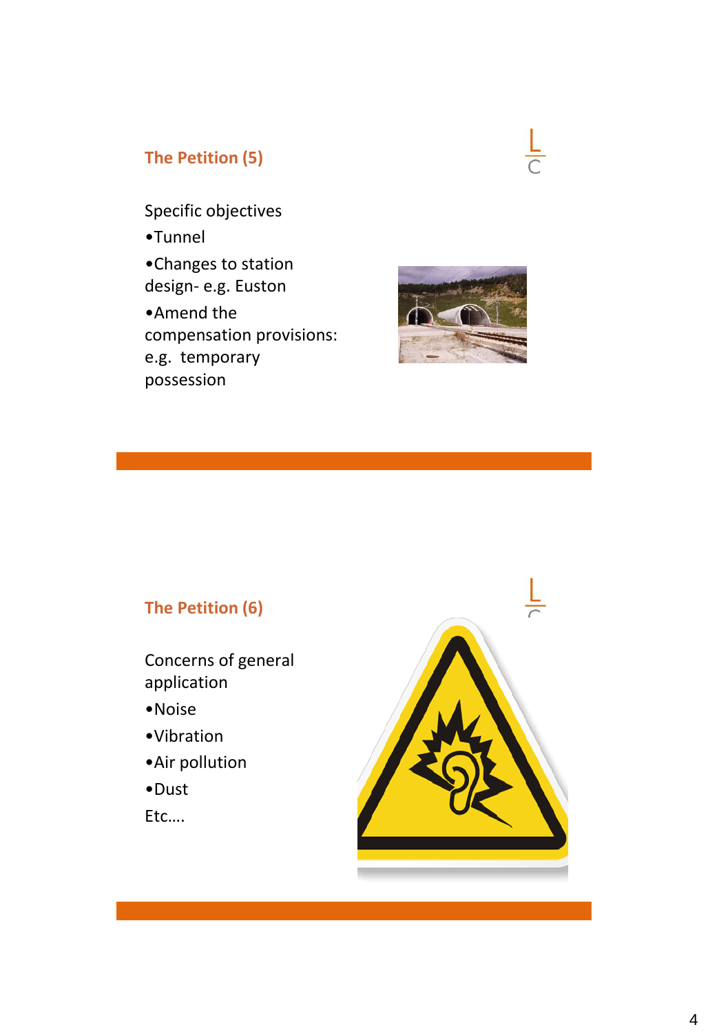## The Petition (5)

Specific objectives

- Tunnel
- Changes to station design- e.g. Euston
- Amend the compensation provisions: e.g. temporary possession

## The Petition (6)

Concerns of general application

- Noise
- Vibration
- Air pollution
- Dust

Etc….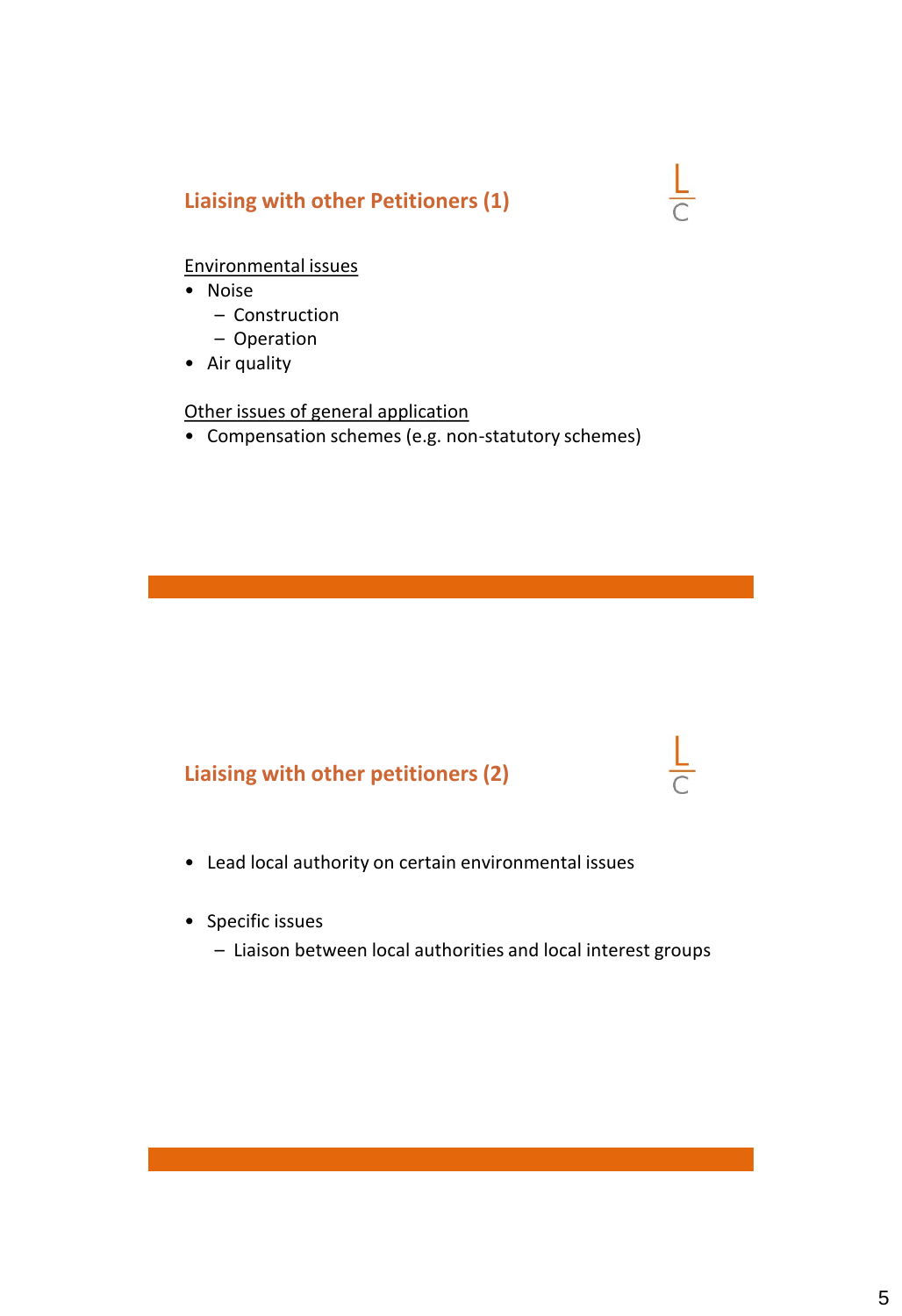## Liaising with other Petitioners (1)

Environmental issues

- Noise
  - Construction
  - Operation
- Air quality

Other issues of general application

- Compensation schemes (e.g. non-statutory schemes)

## Liaising with other petitioners (2)

- Lead local authority on certain environmental issues
- Specific issues
  - Liaison between local authorities and local interest groups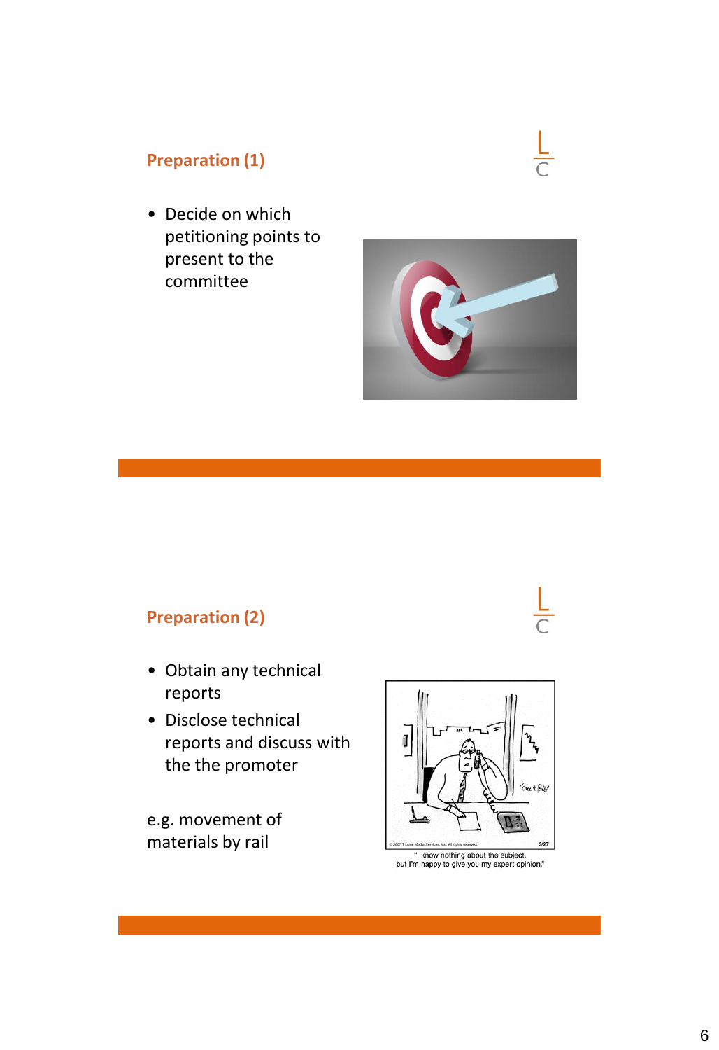## Preparation (1)

- Decide on which petitioning points to present to the committee

## Preparation (2)

- Obtain any technical reports
- Disclose technical reports and discuss with the the promoter

e.g. movement of materials by rail

"I know nothing about the subject, but I'm happy to give you my expert opinion."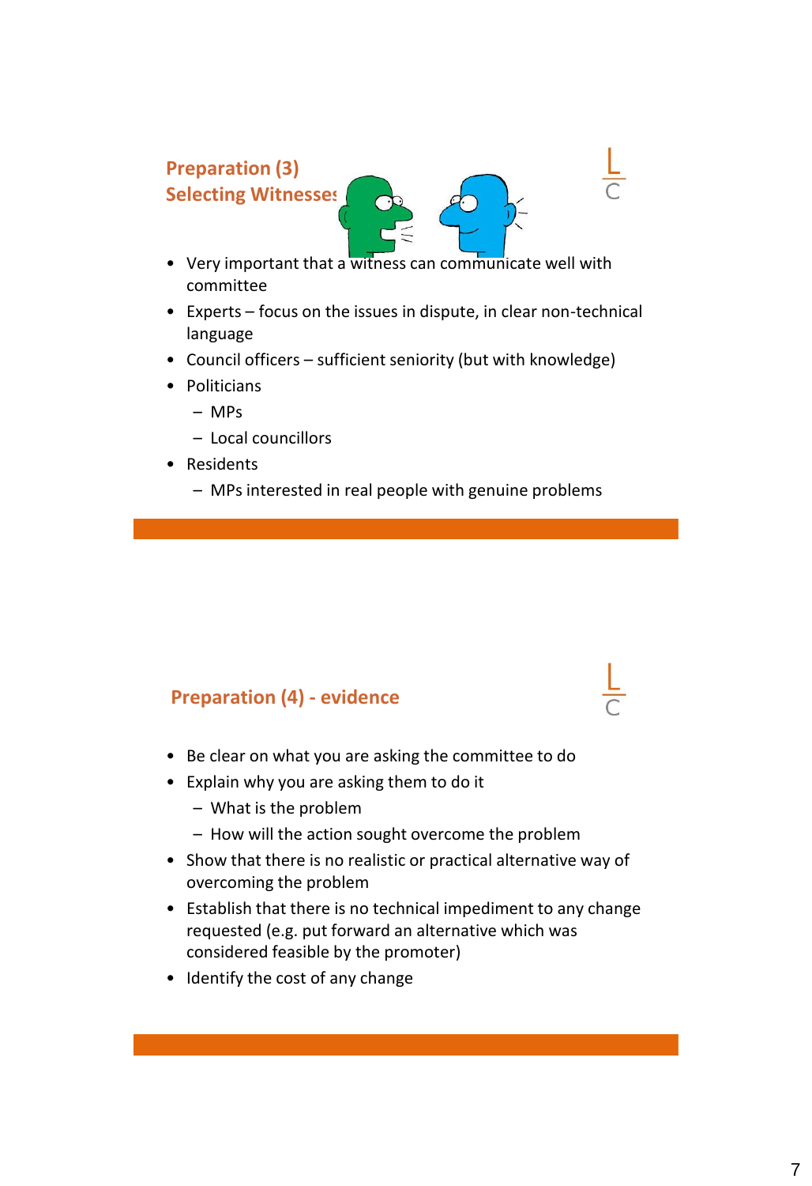## Preparation (3)
## Selecting Witnesses

- Very important that a witness can communicate well with committee
- Experts – focus on the issues in dispute, in clear non-technical language
- Council officers – sufficient seniority (but with knowledge)
- Politicians
  - MPs
  - Local councillors
- Residents
  - MPs interested in real people with genuine problems

## Preparation (4) - evidence

- Be clear on what you are asking the committee to do
- Explain why you are asking them to do it
  - What is the problem
  - How will the action sought overcome the problem
- Show that there is no realistic or practical alternative way of overcoming the problem
- Establish that there is no technical impediment to any change requested (e.g. put forward an alternative which was considered feasible by the promoter)
- Identify the cost of any change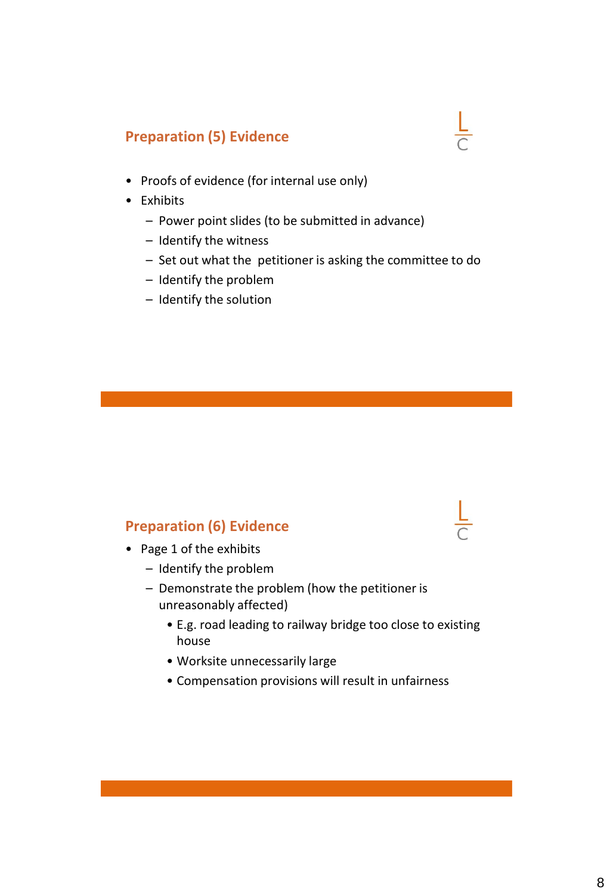## Preparation (5) Evidence

- Proofs of evidence (for internal use only)
- Exhibits
  - Power point slides (to be submitted in advance)
  - Identify the witness
  - Set out what the petitioner is asking the committee to do
  - Identify the problem
  - Identify the solution

## Preparation (6) Evidence

- Page 1 of the exhibits
  - Identify the problem
  - Demonstrate the problem (how the petitioner is unreasonably affected)
    - E.g. road leading to railway bridge too close to existing house
    - Worksite unnecessarily large
    - Compensation provisions will result in unfairness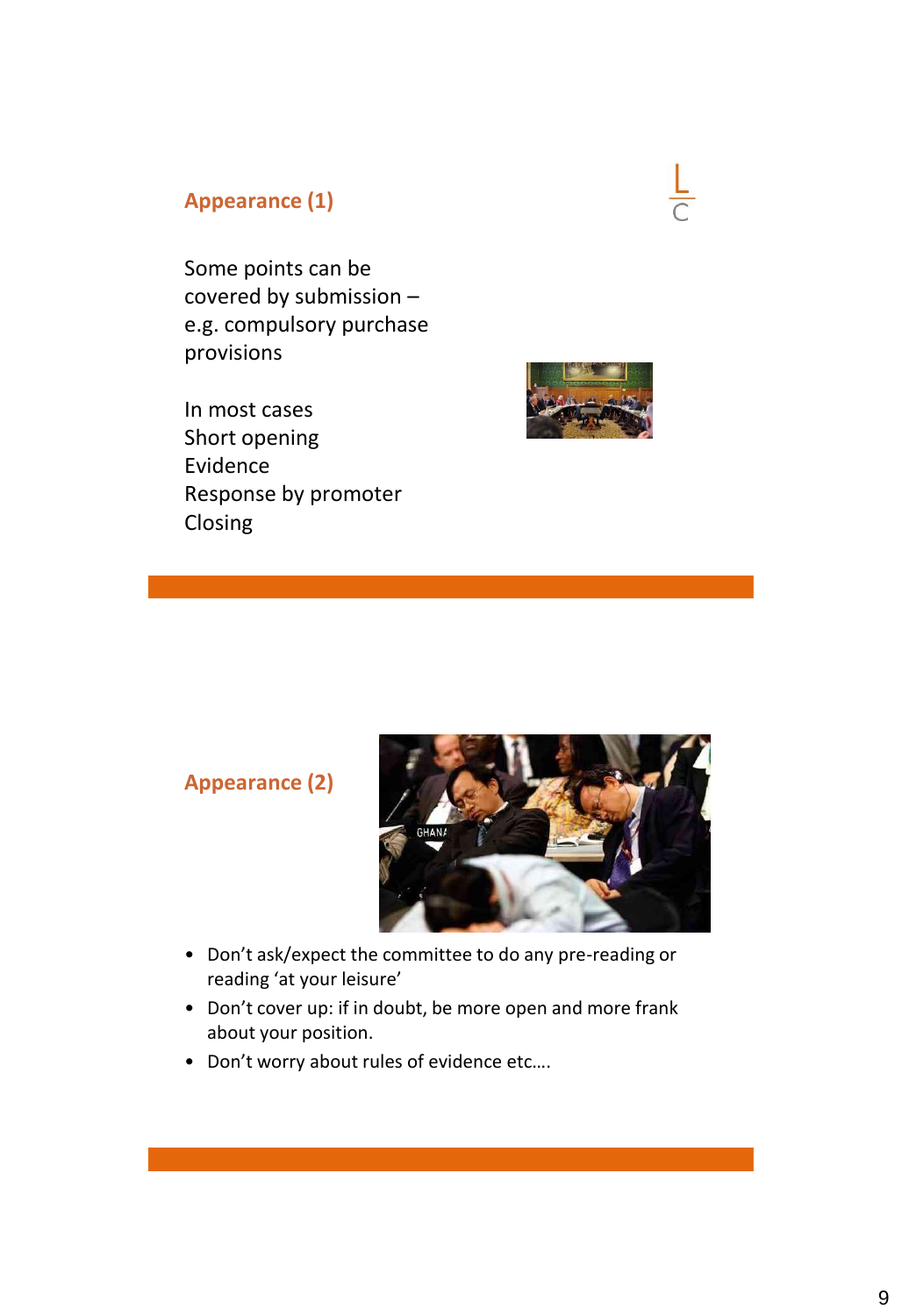## Appearance (1)

Some points can be covered by submission – e.g. compulsory purchase provisions

In most cases
Short opening
Evidence
Response by promoter
Closing

## Appearance (2)

- Don't ask/expect the committee to do any pre-reading or reading 'at your leisure'
- Don't cover up: if in doubt, be more open and more frank about your position.
- Don't worry about rules of evidence etc….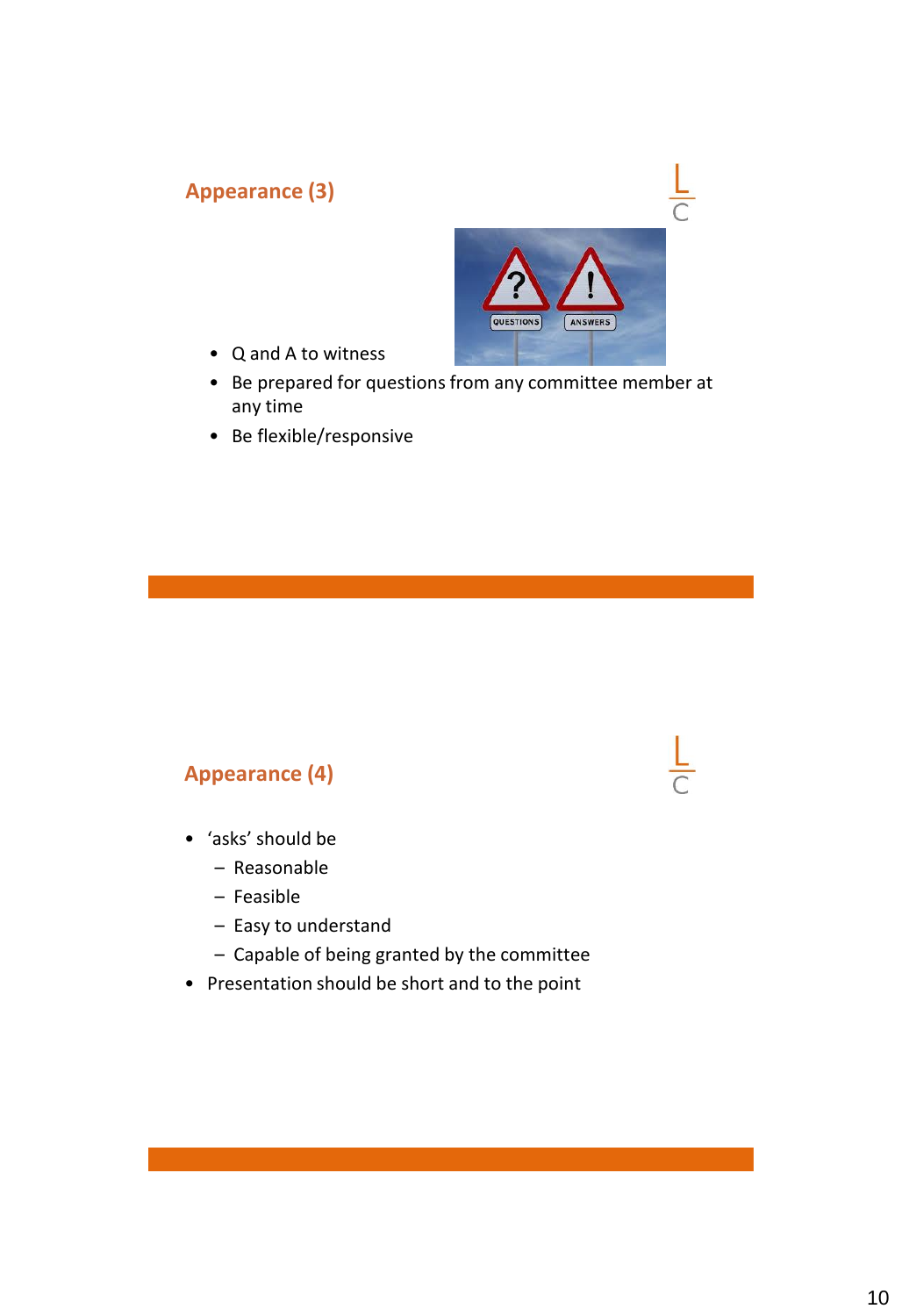## Appearance (3)

- Q and A to witness
- Be prepared for questions from any committee member at any time
- Be flexible/responsive

## Appearance (4)

- 'asks' should be
  - Reasonable
  - Feasible
  - Easy to understand
  - Capable of being granted by the committee
- Presentation should be short and to the point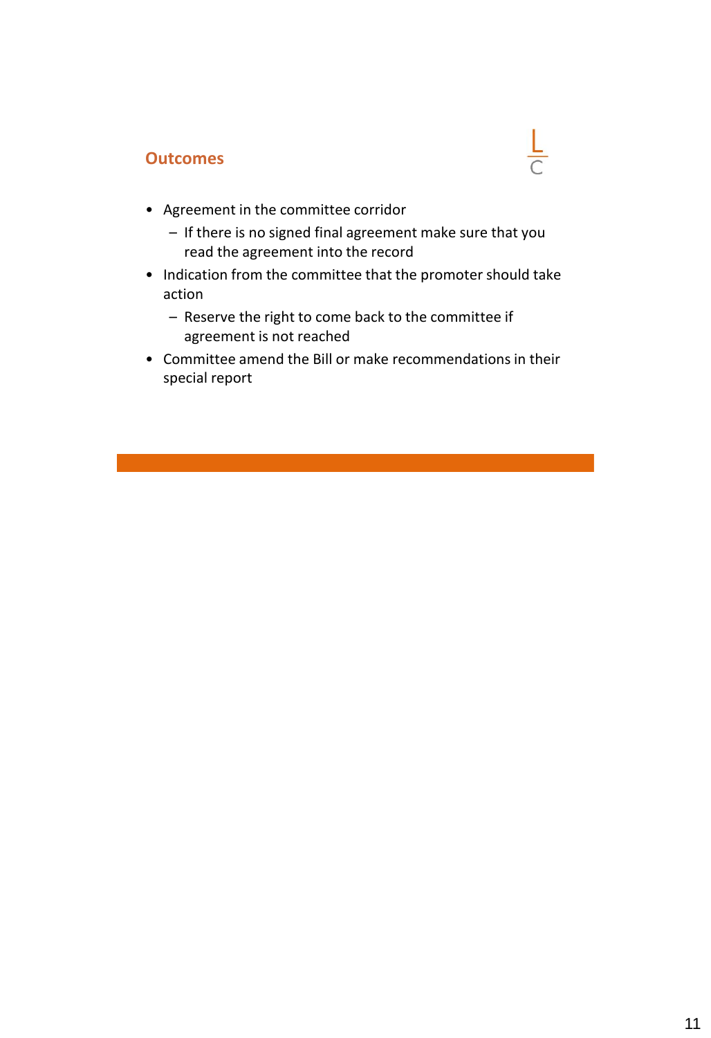## Outcomes

- Agreement in the committee corridor
  - If there is no signed final agreement make sure that you read the agreement into the record
- Indication from the committee that the promoter should take action
  - Reserve the right to come back to the committee if agreement is not reached
- Committee amend the Bill or make recommendations in their special report